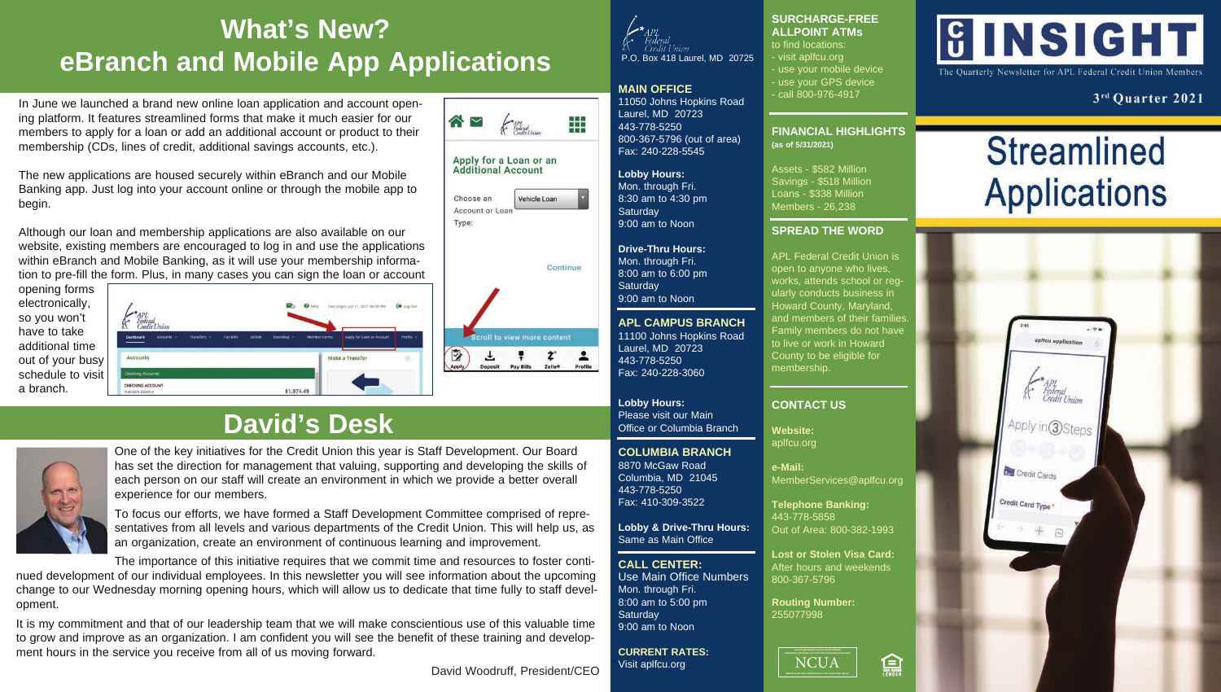# What's New?
# eBranch and Mobile App Applications

In June we launched a brand new online loan application and account opening platform. It features streamlined forms that make it much easier for our members to apply for a loan or add an additional account or product to their membership (CDs, lines of credit, additional savings accounts, etc.).

The new applications are housed securely within eBranch and our Mobile Banking app. Just log into your account online or through the mobile app to begin.

Although our loan and membership applications are also available on our website, existing members are encouraged to log in and use the applications within eBranch and Mobile Banking, as it will use your membership information to pre-fill the form. Plus, in many cases you can sign the loan or account opening forms electronically, so you won't have to take additional time out of your busy schedule to visit a branch.

# David's Desk

One of the key initiatives for the Credit Union this year is Staff Development. Our Board has set the direction for management that valuing, supporting and developing the skills of each person on our staff will create an environment in which we provide a better overall experience for our members.

To focus our efforts, we have formed a Staff Development Committee comprised of representatives from all levels and various departments of the Credit Union. This will help us, as an organization, create an environment of continuous learning and improvement.

The importance of this initiative requires that we commit time and resources to foster continued development of our individual employees. In this newsletter you will see information about the upcoming change to our Wednesday morning opening hours, which will allow us to dedicate that time fully to staff development.

It is my commitment and that of our leadership team that we will make conscientious use of this valuable time to grow and improve as an organization. I am confident you will see the benefit of these training and development hours in the service you receive from all of us moving forward.

David Woodruff, President/CEO

APL Federal Credit Union
P.O. Box 418 Laurel, MD 20725

**MAIN OFFICE**
11050 Johns Hopkins Road
Laurel, MD 20723
443-778-5250
800-367-5796 (out of area)
Fax: 240-228-5545

**Lobby Hours:**
Mon. through Fri.
8:30 am to 4:30 pm
Saturday
9:00 am to Noon

**Drive-Thru Hours:**
Mon. through Fri.
8:00 am to 6:00 pm
Saturday
9:00 am to Noon

**APL CAMPUS BRANCH**
11100 Johns Hopkins Road
Laurel, MD 20723
443-778-5250
Fax: 240-228-3060

**Lobby Hours:**
Please visit our Main Office or Columbia Branch

**COLUMBIA BRANCH**
8870 McGaw Road
Columbia, MD 21045
443-778-5250
Fax: 410-309-3522

**Lobby & Drive-Thru Hours:**
Same as Main Office

**CALL CENTER:**
Use Main Office Numbers
Mon. through Fri.
8:00 am to 5:00 pm
Saturday
9:00 am to Noon

**CURRENT RATES:**
Visit aplfcu.org

**SURCHARGE-FREE ALLPOINT ATMs**
to find locations:
- visit aplfcu.org
- use your mobile device
- use your GPS device
- call 800-976-4917

**FINANCIAL HIGHLIGHTS**
**(as of 5/31/2021)**

Assets - $582 Million
Savings - $518 Million
Loans - $338 Million
Members - 26,238

**SPREAD THE WORD**

APL Federal Credit Union is open to anyone who lives, works, attends school or regularly conducts business in Howard County, Maryland, and members of their families. Family members do not have to live or work in Howard County to be eligible for membership.

**CONTACT US**

**Website:**
aplfcu.org

**e-Mail:**
MemberServices@aplfcu.org

**Telephone Banking:**
443-778-5858
Out of Area: 800-382-1993

**Lost or Stolen Visa Card:**
After hours and weekends
800-367-5796

**Routing Number:**
255077998

# INSIGHT

The Quarterly Newsletter for APL Federal Credit Union Members

**3rd Quarter 2021**

# Streamlined Applications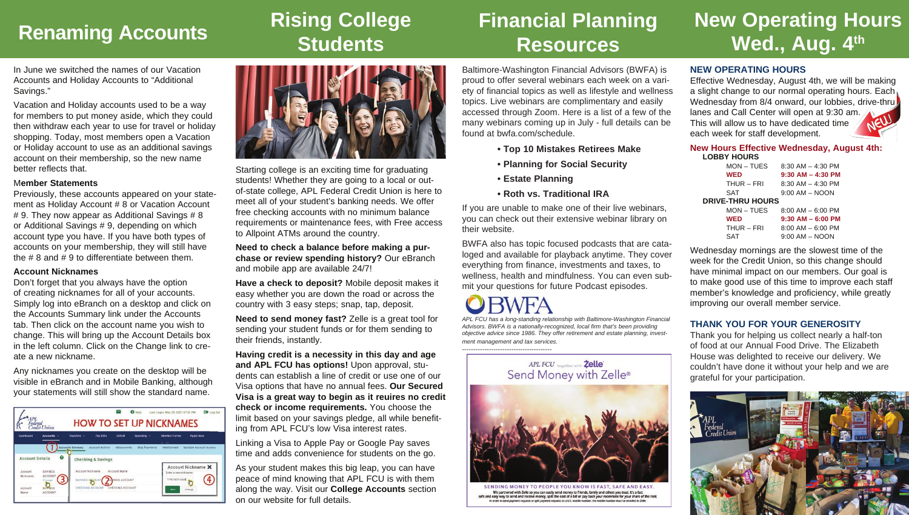## Renaming Accounts

In June we switched the names of our Vacation Accounts and Holiday Accounts to "Additional Savings."

Vacation and Holiday accounts used to be a way for members to put money aside, which they could then withdraw each year to use for travel or holiday shopping. Today, most members open a Vacation or Holiday account to use as an additional savings account on their membership, so the new name better reflects that.

### Member Statements

Previously, these accounts appeared on your statement as Holiday Account # 8 or Vacation Account # 9. They now appear as Additional Savings # 8 or Additional Savings # 9, depending on which account type you have. If you have both types of accounts on your membership, they will still have the # 8 and # 9 to differentiate between them.

### Account Nicknames

Don't forget that you always have the option of creating nicknames for all of your accounts. Simply log into eBranch on a desktop and click on the Accounts Summary link under the Accounts tab. Then click on the account name you wish to change. This will bring up the Account Details box in the left column. Click on the Change link to create a new nickname.

Any nicknames you create on the desktop will be visible in eBranch and in Mobile Banking, although your statements will still show the standard name.

HOW TO SET UP NICKNAMES

## Rising College Students

Starting college is an exciting time for graduating students! Whether they are going to a local or out-of-state college, APL Federal Credit Union is here to meet all of your student's banking needs. We offer free checking accounts with no minimum balance requirements or maintenance fees, with Free access to Allpoint ATMs around the country.

**Need to check a balance before making a purchase or review spending history?** Our eBranch and mobile app are available 24/7!

**Have a check to deposit?** Mobile deposit makes it easy whether you are down the road or across the country with 3 easy steps; snap, tap, deposit.

**Need to send money fast?** Zelle is a great tool for sending your student funds or for them sending to their friends, instantly.

**Having credit is a necessity in this day and age and APL FCU has options!** Upon approval, students can establish a line of credit or use one of our Visa options that have no annual fees. **Our Secured Visa is a great way to begin as it reuires no credit check or income requirements.** You choose the limit based on your savings pledge, all while benefiting from APL FCU's low Visa interest rates.

Linking a Visa to Apple Pay or Google Pay saves time and adds convenience for students on the go.

As your student makes this big leap, you can have peace of mind knowing that APL FCU is with them along the way. Visit our **College Accounts** section on our website for full details.

## Financial Planning Resources

Baltimore-Washington Financial Advisors (BWFA) is proud to offer several webinars each week on a variety of financial topics as well as lifestyle and wellness topics. Live webinars are complimentary and easily accessed through Zoom. Here is a list of a few of the many webinars coming up in July - full details can be found at bwfa.com/schedule.

- **Top 10 Mistakes Retirees Make**
- **Planning for Social Security**
- **Estate Planning**
- **Roth vs. Traditional IRA**

If you are unable to make one of their live webinars, you can check out their extensive webinar library on their website.

BWFA also has topic focused podcasts that are cataloged and available for playback anytime. They cover everything from finance, investments and taxes, to wellness, health and mindfulness. You can even submit your questions for future Podcast episodes.

BWFA

*APL FCU has a long-standing relationship with Baltimore-Washington Financial Advisors. BWFA is a nationally-recognized, local firm that's been providing objective advice since 1986. They offer retirement and estate planning, investment management and tax services.*

APL FCU together with Zelle

Send Money with Zelle®

SENDING MONEY TO PEOPLE YOU KNOW IS FAST, SAFE AND EASY.

We partnered with Zelle so you can easily send money to friends, family and others you trust. It's a fast, safe and easy way to send and receive money, split the cost of a bill or pay back your roommate for your share of the rent.

In order to send payment requests or split payment requests to a U.S. mobile number, the mobile number must be enrolled in Zelle.

## New Operating Hours Wed., Aug. 4th

### NEW OPERATING HOURS

Effective Wednesday, August 4th, we will be making a slight change to our normal operating hours. Each Wednesday from 8/4 onward, our lobbies, drive-thru lanes and Call Center will open at 9:30 am. This will allow us to have dedicated time each week for staff development.

### New Hours Effective Wednesday, August 4th:

| | |
|---|---|
| **LOBBY HOURS** | |
| MON – TUES | 8:30 AM – 4:30 PM |
| **WED** | **9:30 AM – 4:30 PM** |
| THUR – FRI | 8:30 AM – 4:30 PM |
| SAT | 9:00 AM – NOON |
| **DRIVE-THRU HOURS** | |
| MON – TUES | 8:00 AM – 6:00 PM |
| **WED** | **9:30 AM – 6:00 PM** |
| THUR – FRI | 8:00 AM – 6:00 PM |
| SAT | 9:00 AM – NOON |

Wednesday mornings are the slowest time of the week for the Credit Union, so this change should have minimal impact on our members. Our goal is to make good use of this time to improve each staff member's knowledge and proficiency, while greatly improving our overall member service.

### THANK YOU FOR YOUR GENEROSITY

Thank you for helping us collect nearly a half-ton of food at our Annual Food Drive. The Elizabeth House was delighted to receive our delivery. We couldn't have done it without your help and we are grateful for your participation.